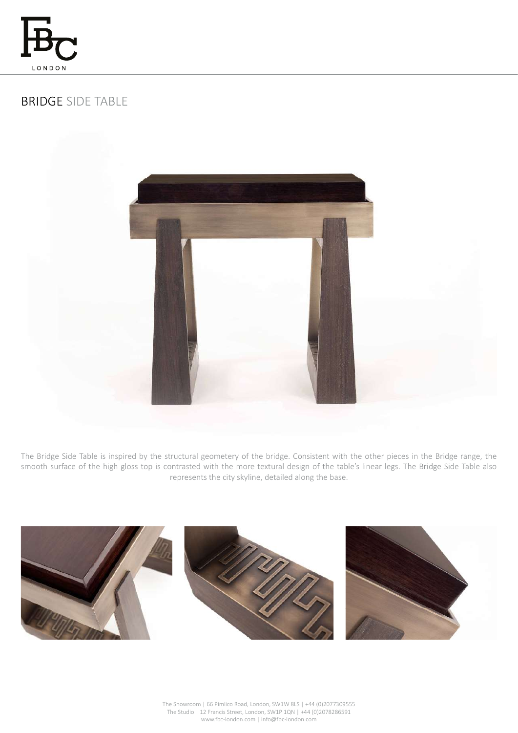# BRIDGE SIDE TABLE

The Bridge Side Table is inspired by the structural geometery of the bridge. Consistent with the other pieces in the Bridge range, the smooth surface of the high gloss top is contrasted with the more textural design of the table's linear legs. The Bridge Side Table also represents the city skyline, detailed along the base.

The Showroom | 66 Pimlico Road, London, SW1W 8LS | +44 (0)2077309555
The Studio | 12 Francis Street, London, SW1P 1QN | +44 (0)2078286591
www.fbc-london.com | info@fbc-london.com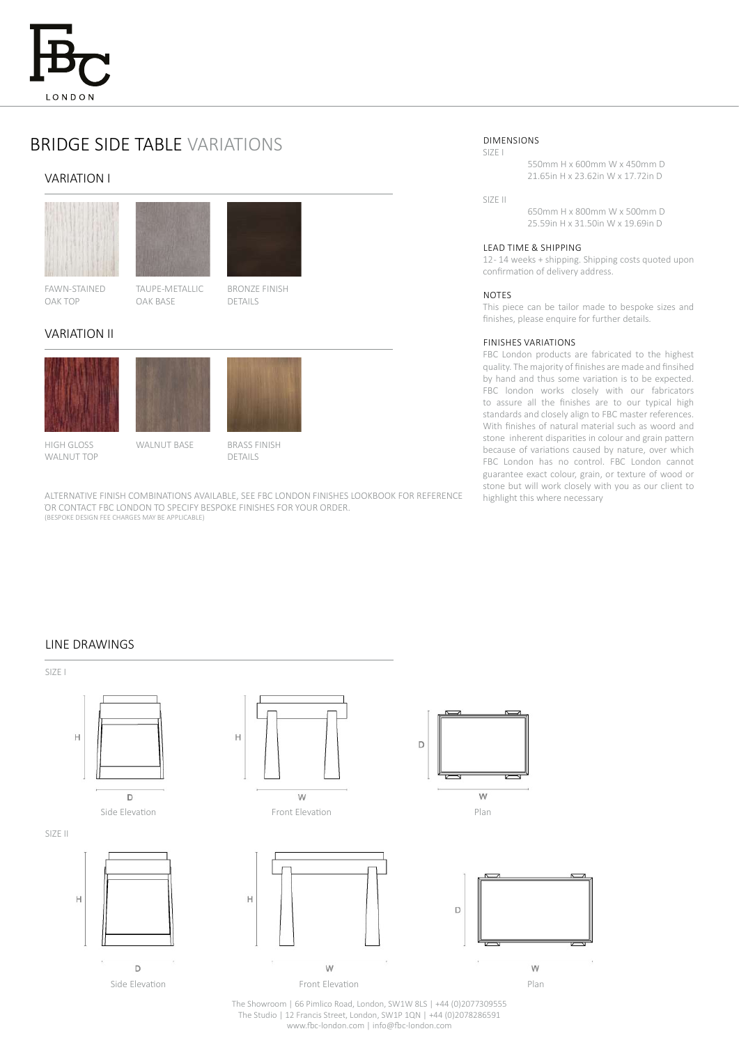# BRIDGE SIDE TABLE VARIATIONS

## VARIATION I

FAWN-STAINED OAK TOP

TAUPE-METALLIC OAK BASE

BRONZE FINISH DETAILS

## VARIATION II

HIGH GLOSS WALNUT TOP

WALNUT BASE

BRASS FINISH DETAILS

ALTERNATIVE FINISH COMBINATIONS AVAILABLE, SEE FBC LONDON FINISHES LOOKBOOK FOR REFERENCE OR CONTACT FBC LONDON TO SPECIFY BESPOKE FINISHES FOR YOUR ORDER.
(BESPOKE DESIGN FEE CHARGES MAY BE APPLICABLE)

### DIMENSIONS

SIZE I

550mm H x 600mm W x 450mm D
21.65in H x 23.62in W x 17.72in D

SIZE II

650mm H x 800mm W x 500mm D
25.59in H x 31.50in W x 19.69in D

### LEAD TIME & SHIPPING

12- 14 weeks + shipping. Shipping costs quoted upon confirmation of delivery address.

### NOTES

This piece can be tailor made to bespoke sizes and finishes, please enquire for further details.

### FINISHES VARIATIONS

FBC London products are fabricated to the highest quality. The majority of finishes are made and finsihed by hand and thus some variation is to be expected. FBC london works closely with our fabricators to assure all the finishes are to our typical high standards and closely align to FBC master references. With finishes of natural material such as woord and stone inherent disparities in colour and grain pattern because of variations caused by nature, over which FBC London has no control. FBC London cannot guarantee exact colour, grain, or texture of wood or stone but will work closely with you as our client to highlight this where necessary

## LINE DRAWINGS

SIZE I

H
D
Side Elevation

H
W
Front Elevation

D
W
Plan

SIZE II

H
D
Side Elevation

H
W
Front Elevation

D
W
Plan

The Showroom | 66 Pimlico Road, London, SW1W 8LS | +44 (0)2077309555
The Studio | 12 Francis Street, London, SW1P 1QN | +44 (0)2078286591
www.fbc-london.com | info@fbc-london.com